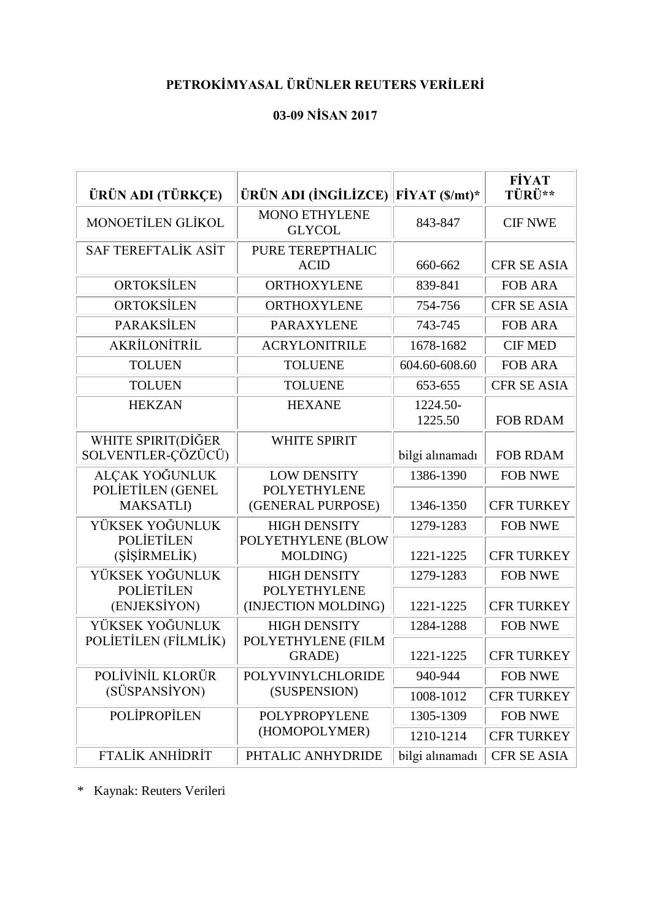**PETROKİMYASAL ÜRÜNLER REUTERS VERİLERİ**

**03-09 NİSAN 2017**

| **ÜRÜN ADI (TÜRKÇE)** | **ÜRÜN ADI (İNGİLİZCE)** | **FİYAT ($/mt)*** | **FİYAT TÜRÜ**** |
|---|---|---|---|
| MONOETİLEN GLİKOL | MONO ETHYLENE GLYCOL | 843-847 | CIF NWE |
| SAF TEREFTALİK ASİT | PURE TEREPTHALIC ACID | 660-662 | CFR SE ASIA |
| ORTOKSİLEN | ORTHOXYLENE | 839-841 | FOB ARA |
| ORTOKSİLEN | ORTHOXYLENE | 754-756 | CFR SE ASIA |
| PARAKSİLEN | PARAXYLENE | 743-745 | FOB ARA |
| AKRİLONİTRİL | ACRYLONITRILE | 1678-1682 | CIF MED |
| TOLUEN | TOLUENE | 604.60-608.60 | FOB ARA |
| TOLUEN | TOLUENE | 653-655 | CFR SE ASIA |
| HEKZAN | HEXANE | 1224.50-1225.50 | FOB RDAM |
| WHITE SPIRIT(DİĞER SOLVENTLER-ÇÖZÜCÜ) | WHITE SPIRIT | bilgi alınamadı | FOB RDAM |
| ALÇAK YOĞUNLUK POLİETİLEN (GENEL MAKSATLI) | LOW DENSITY POLYETHYLENE (GENERAL PURPOSE) | 1386-1390 | FOB NWE |
| | | 1346-1350 | CFR TURKEY |
| YÜKSEK YOĞUNLUK POLİETİLEN (ŞİŞİRMELİK) | HIGH DENSITY POLYETHYLENE (BLOW MOLDING) | 1279-1283 | FOB NWE |
| | | 1221-1225 | CFR TURKEY |
| YÜKSEK YOĞUNLUK POLİETİLEN (ENJEKSİYON) | HIGH DENSITY POLYETHYLENE (INJECTION MOLDING) | 1279-1283 | FOB NWE |
| | | 1221-1225 | CFR TURKEY |
| YÜKSEK YOĞUNLUK POLİETİLEN (FİLMLİK) | HIGH DENSITY POLYETHYLENE (FILM GRADE) | 1284-1288 | FOB NWE |
| | | 1221-1225 | CFR TURKEY |
| POLİVİNİL KLORÜR (SÜSPANSİYON) | POLYVINYLCHLORIDE (SUSPENSION) | 940-944 | FOB NWE |
| | | 1008-1012 | CFR TURKEY |
| POLİPROPİLEN | POLYPROPYLENE (HOMOPOLYMER) | 1305-1309 | FOB NWE |
| | | 1210-1214 | CFR TURKEY |
| FTALİK ANHİDRİT | PHTALIC ANHYDRIDE | bilgi alınamadı | CFR SE ASIA |

\* Kaynak: Reuters Verileri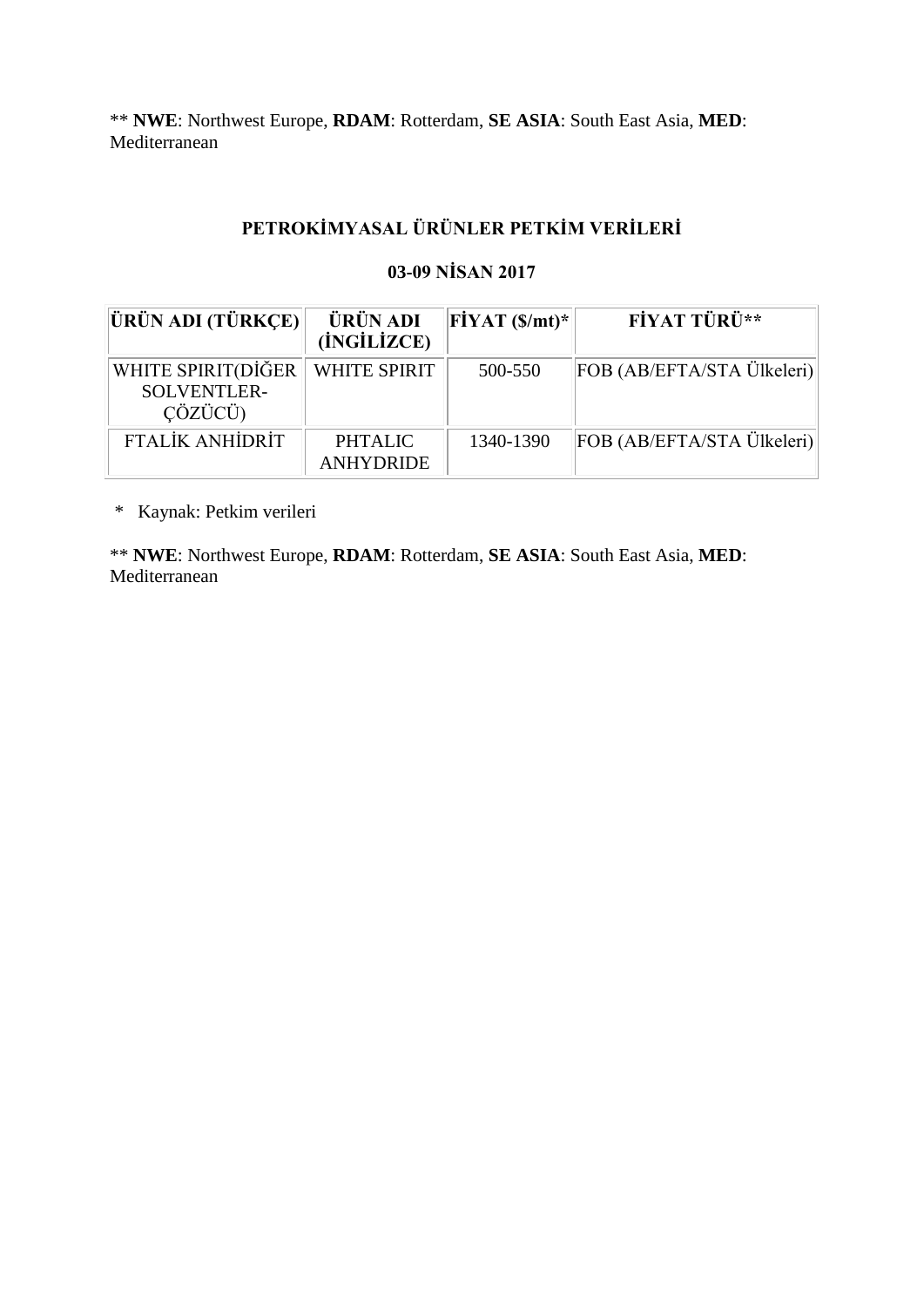** **NWE**: Northwest Europe, **RDAM**: Rotterdam, **SE ASIA**: South East Asia, **MED**: Mediterranean

## PETROKİMYASAL ÜRÜNLER PETKİM VERİLERİ

### 03-09 NİSAN 2017

| ÜRÜN ADI (TÜRKÇE) | ÜRÜN ADI (İNGİLİZCE) | FİYAT ($/mt)* | FİYAT TÜRÜ** |
|---|---|---|---|
| WHITE SPIRIT(DİĞER SOLVENTLER-ÇÖZÜCÜ) | WHITE SPIRIT | 500-550 | FOB (AB/EFTA/STA Ülkeleri) |
| FTALİK ANHİDRİT | PHTALIC ANHYDRIDE | 1340-1390 | FOB (AB/EFTA/STA Ülkeleri) |

\* Kaynak: Petkim verileri

** **NWE**: Northwest Europe, **RDAM**: Rotterdam, **SE ASIA**: South East Asia, **MED**: Mediterranean